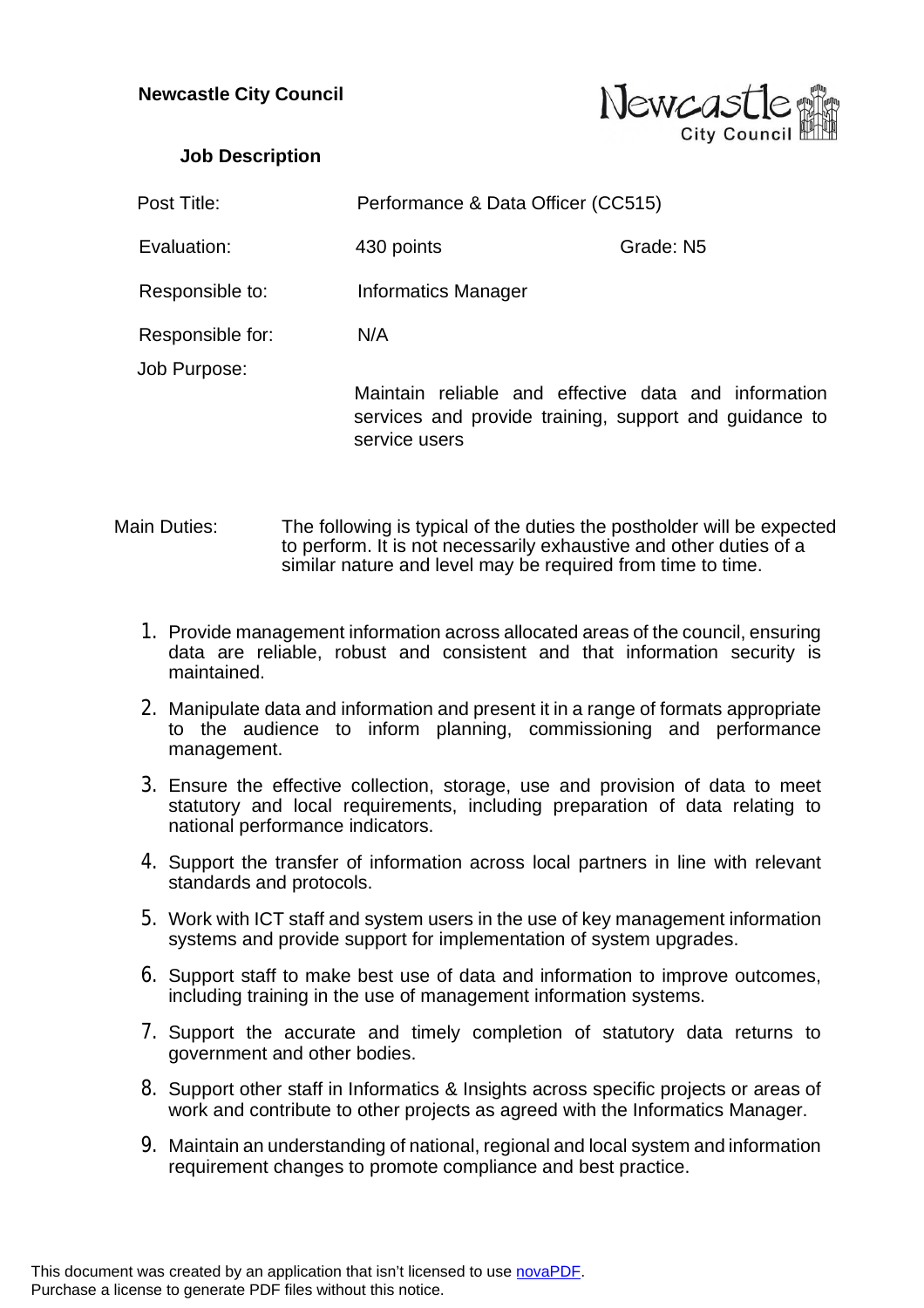**Newcastle City Council**

**Job Description**

| | | |
|---|---|---|
| Post Title: | Performance & Data Officer (CC515) | |
| Evaluation: | 430 points | Grade: N5 |
| Responsible to: | Informatics Manager | |
| Responsible for: | N/A | |
| Job Purpose: | Maintain reliable and effective data and information services and provide training, support and guidance to service users | |

Main Duties: The following is typical of the duties the postholder will be expected to perform. It is not necessarily exhaustive and other duties of a similar nature and level may be required from time to time.

1. Provide management information across allocated areas of the council, ensuring data are reliable, robust and consistent and that information security is maintained.
2. Manipulate data and information and present it in a range of formats appropriate to the audience to inform planning, commissioning and performance management.
3. Ensure the effective collection, storage, use and provision of data to meet statutory and local requirements, including preparation of data relating to national performance indicators.
4. Support the transfer of information across local partners in line with relevant standards and protocols.
5. Work with ICT staff and system users in the use of key management information systems and provide support for implementation of system upgrades.
6. Support staff to make best use of data and information to improve outcomes, including training in the use of management information systems.
7. Support the accurate and timely completion of statutory data returns to government and other bodies.
8. Support other staff in Informatics & Insights across specific projects or areas of work and contribute to other projects as agreed with the Informatics Manager.
9. Maintain an understanding of national, regional and local system and information requirement changes to promote compliance and best practice.

This document was created by an application that isn't licensed to use novaPDF. Purchase a license to generate PDF files without this notice.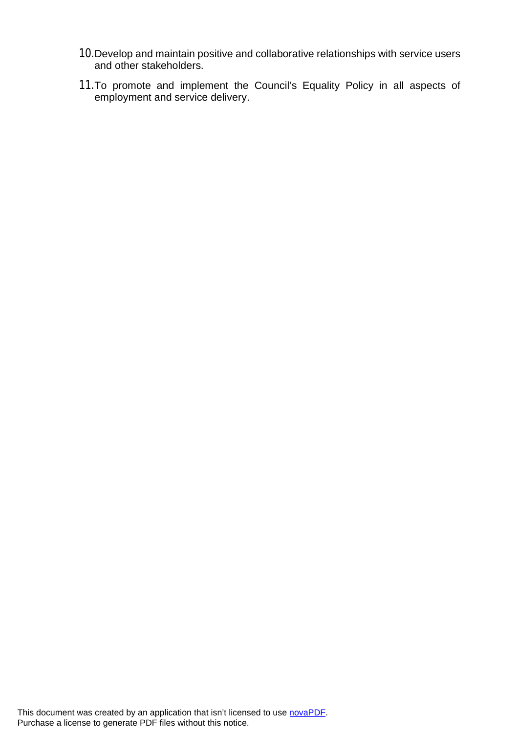10. Develop and maintain positive and collaborative relationships with service users and other stakeholders.

11. To promote and implement the Council's Equality Policy in all aspects of employment and service delivery.

This document was created by an application that isn't licensed to use novaPDF.
Purchase a license to generate PDF files without this notice.